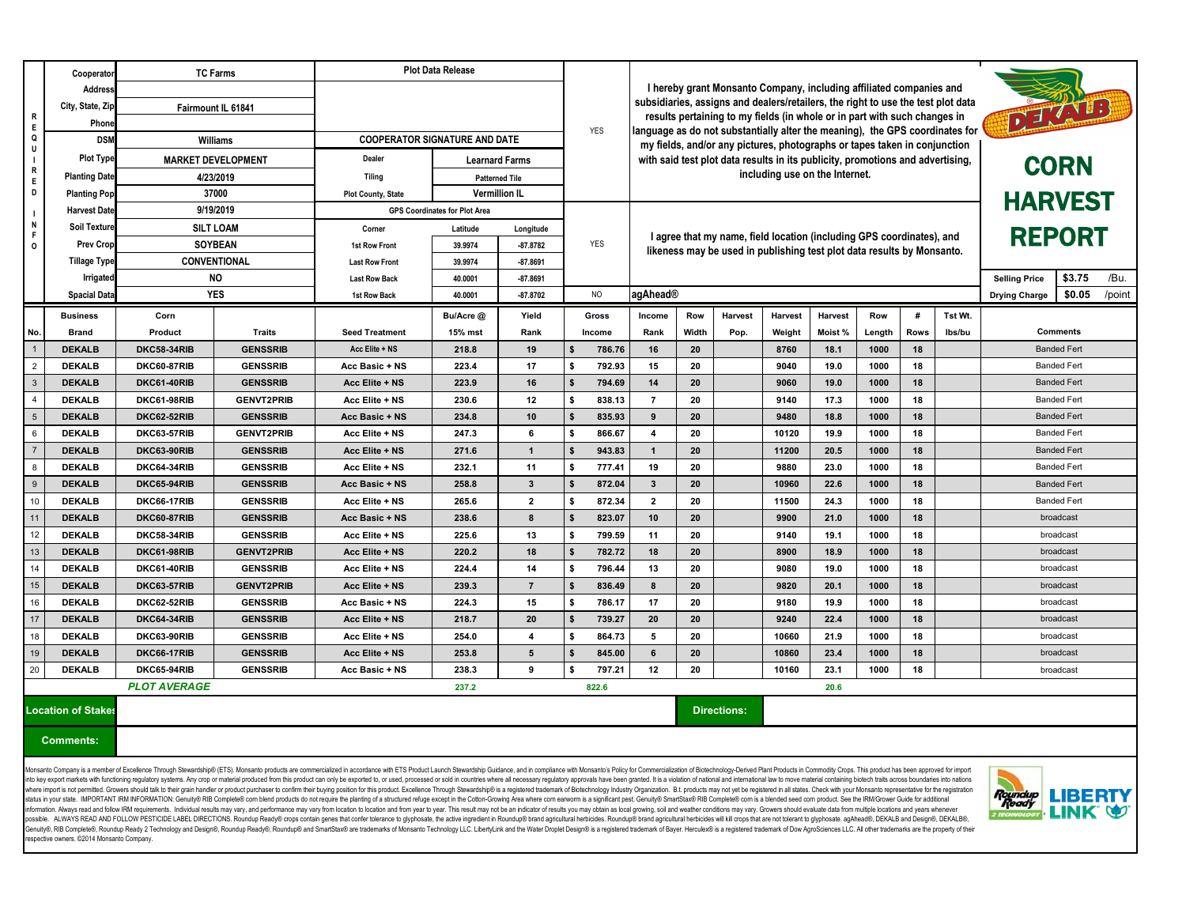# CORN HARVEST REPORT

**DEKALB**

## REQUIRED INFO

| | | | | | |
|---|---|---|---|---|---|
| Cooperator | TC Farms | **Plot Data Release** | | | |
| Address | | | | | |
| City, State, Zip | Fairmount IL 61841 | | | YES | I hereby grant Monsanto Company, including affiliated companies and subsidiaries, assigns and dealers/retailers, the right to use the test plot data results pertaining to my fields (in whole or in part with such changes in language as do not substantially alter the meaning), the GPS coordinates for my fields, and/or any pictures, photographs or tapes taken in conjunction with said test plot data results in its publicity, promotions and advertising, including use on the Internet. |
| Phone | | | | | |
| DSM | Williams | **COOPERATOR SIGNATURE AND DATE** | | | |
| Plot Type | MARKET DEVELOPMENT | Dealer | Learnard Farms | | |
| Planting Date | 4/23/2019 | Tiling | Patterned Tile | | |
| Planting Pop | 37000 | Plot County, State | Vermillion IL | | |
| Harvest Date | 9/19/2019 | **GPS Coordinates for Plot Area** | | | |
| Soil Texture | SILT LOAM | Corner | Latitude | Longitude | |
| Prev Crop | SOYBEAN | 1st Row Front | 39.9974 | -87.8782 | YES — I agree that my name, field location (including GPS coordinates), and likeness may be used in publishing test plot data results by Monsanto. |
| Tillage Type | CONVENTIONAL | Last Row Front | 39.9974 | -87.8691 | |
| Irrigated | NO | Last Row Back | 40.0001 | -87.8691 | |
| Spacial Data | YES | 1st Row Back | 40.0001 | -87.8702 | NO — agAhead® |

| Selling Price | $3.75 | /Bu. |
|---|---|---|
| Drying Charge | $0.05 | /point |

| No. | Business Brand | Corn Product | Traits | Seed Treatment | Bu/Acre @ 15% mst | Yield Rank | Gross Income | Income Rank | Row Width | Harvest Pop. | Harvest Weight | Harvest Moist % | Row Length | # Rows | Tst Wt. lbs/bu | Comments |
|---|---|---|---|---|---|---|---|---|---|---|---|---|---|---|---|---|
| 1 | DEKALB | DKC58-34RIB | GENSSRIB | Acc Elite + NS | 218.8 | 19 | $ 786.76 | 16 | 20 | | 8760 | 18.1 | 1000 | 18 | | Banded Fert |
| 2 | DEKALB | DKC60-87RIB | GENSSRIB | Acc Basic + NS | 223.4 | 17 | $ 792.93 | 15 | 20 | | 9040 | 19.0 | 1000 | 18 | | Banded Fert |
| 3 | DEKALB | DKC61-40RIB | GENSSRIB | Acc Elite + NS | 223.9 | 16 | $ 794.69 | 14 | 20 | | 9060 | 19.0 | 1000 | 18 | | Banded Fert |
| 4 | DEKALB | DKC61-98RIB | GENVT2PRIB | Acc Elite + NS | 230.6 | 12 | $ 838.13 | 7 | 20 | | 9140 | 17.3 | 1000 | 18 | | Banded Fert |
| 5 | DEKALB | DKC62-52RIB | GENSSRIB | Acc Basic + NS | 234.8 | 10 | $ 835.93 | 9 | 20 | | 9480 | 18.8 | 1000 | 18 | | Banded Fert |
| 6 | DEKALB | DKC63-57RIB | GENVT2PRIB | Acc Elite + NS | 247.3 | 6 | $ 866.67 | 4 | 20 | | 10120 | 19.9 | 1000 | 18 | | Banded Fert |
| 7 | DEKALB | DKC63-90RIB | GENSSRIB | Acc Elite + NS | 271.6 | 1 | $ 943.83 | 1 | 20 | | 11200 | 20.5 | 1000 | 18 | | Banded Fert |
| 8 | DEKALB | DKC64-34RIB | GENSSRIB | Acc Elite + NS | 232.1 | 11 | $ 777.41 | 19 | 20 | | 9880 | 23.0 | 1000 | 18 | | Banded Fert |
| 9 | DEKALB | DKC65-94RIB | GENSSRIB | Acc Basic + NS | 258.8 | 3 | $ 872.04 | 3 | 20 | | 10960 | 22.6 | 1000 | 18 | | Banded Fert |
| 10 | DEKALB | DKC66-17RIB | GENSSRIB | Acc Elite + NS | 265.6 | 2 | $ 872.34 | 2 | 20 | | 11500 | 24.3 | 1000 | 18 | | Banded Fert |
| 11 | DEKALB | DKC60-87RIB | GENSSRIB | Acc Basic + NS | 238.6 | 8 | $ 823.07 | 10 | 20 | | 9900 | 21.0 | 1000 | 18 | | broadcast |
| 12 | DEKALB | DKC58-34RIB | GENSSRIB | Acc Elite + NS | 225.6 | 13 | $ 799.59 | 11 | 20 | | 9140 | 19.1 | 1000 | 18 | | broadcast |
| 13 | DEKALB | DKC61-98RIB | GENVT2PRIB | Acc Elite + NS | 220.2 | 18 | $ 782.72 | 18 | 20 | | 8900 | 18.9 | 1000 | 18 | | broadcast |
| 14 | DEKALB | DKC61-40RIB | GENSSRIB | Acc Elite + NS | 224.4 | 14 | $ 796.44 | 13 | 20 | | 9080 | 19.0 | 1000 | 18 | | broadcast |
| 15 | DEKALB | DKC63-57RIB | GENVT2PRIB | Acc Elite + NS | 239.3 | 7 | $ 836.49 | 8 | 20 | | 9820 | 20.1 | 1000 | 18 | | broadcast |
| 16 | DEKALB | DKC62-52RIB | GENSSRIB | Acc Basic + NS | 224.3 | 15 | $ 786.17 | 17 | 20 | | 9180 | 19.9 | 1000 | 18 | | broadcast |
| 17 | DEKALB | DKC64-34RIB | GENSSRIB | Acc Elite + NS | 218.7 | 20 | $ 739.27 | 20 | 20 | | 9240 | 22.4 | 1000 | 18 | | broadcast |
| 18 | DEKALB | DKC63-90RIB | GENSSRIB | Acc Elite + NS | 254.0 | 4 | $ 864.73 | 5 | 20 | | 10660 | 21.9 | 1000 | 18 | | broadcast |
| 19 | DEKALB | DKC66-17RIB | GENSSRIB | Acc Elite + NS | 253.8 | 5 | $ 845.00 | 6 | 20 | | 10860 | 23.4 | 1000 | 18 | | broadcast |
| 20 | DEKALB | DKC65-94RIB | GENSSRIB | Acc Basic + NS | 238.3 | 9 | $ 797.21 | 12 | 20 | | 10160 | 23.1 | 1000 | 18 | | broadcast |
| | | ***PLOT AVERAGE*** | | | 237.2 | | 822.6 | | | | | 20.6 | | | | |

**Location of Stakes:**

**Directions:**

**Comments:**

Monsanto Company is a member of Excellence Through Stewardship® (ETS). Monsanto products are commercialized in accordance with ETS Product Launch Stewardship Guidance, and in compliance with Monsanto's Policy for Commercialization of Biotechnology-Derived Plant Products in Commodity Crops. This product has been approved for import into key export markets with functioning regulatory systems. Any crop or material produced from this product can only be exported to, or used, processed or sold in countries where all necessary regulatory approvals have been granted. It is a violation of national and international law to move material containing biotech traits across boundaries into nations where import is not permitted. Growers should talk to their grain handler or product purchaser to confirm their buying position for this product. Excellence Through Stewardship® is a registered trademark of Biotechnology Industry Organization. B.t. products may not yet be registered in all states. Check with your Monsanto representative for the registration status in your state. IMPORTANT IRM INFORMATION: Genuity® RIB Complete® corn blend products do not require the planting of a structured refuge except in the Cotton-Growing Area where corn earworm is a significant pest. Genuity® SmartStax® RIB Complete® corn is a blended seed corn product. See the IRM/Grower Guide for additional information. Always read and follow IRM requirements. Individual results may vary, and performance may vary from location to location and from year to year. This result may not be an indicator of results you may obtain as local growing, soil and weather conditions may vary. Growers should evaluate data from multiple locations and years whenever possible. ALWAYS READ AND FOLLOW PESTICIDE LABEL DIRECTIONS. Roundup Ready® crops contain genes that confer tolerance to glyphosate, the active ingredient in Roundup® brand agricultural herbicides. Roundup® brand agricultural herbicides will kill crops that are not tolerant to glyphosate. agAhead®, DEKALB and Design®, DEKALB®, Genuity®, RIB Complete®, Roundup Ready 2 Technology and Design®, Roundup Ready®, Roundup® and SmartStax® are trademarks of Monsanto Technology LLC. LibertyLink and the Water Droplet Design® is a registered trademark of Bayer. Herculex® is a registered trademark of Dow AgroSciences LLC. All other trademarks are the property of their respective owners. ©2014 Monsanto Company.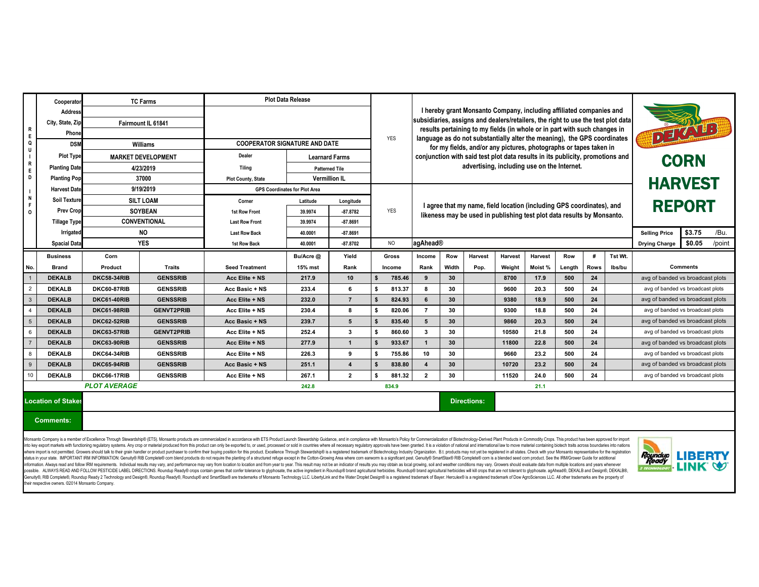# DEKALB CORN HARVEST REPORT

**REQUIRED INFO**

| | |
|---|---|
| Cooperator | TC Farms |
| Address | |
| City, State, Zip | Fairmount IL 61841 |
| Phone | |
| DSM | Williams |
| Plot Type | MARKET DEVELOPMENT |
| Planting Date | 4/23/2019 |
| Planting Pop | 37000 |
| Harvest Date | 9/19/2019 |
| Soil Texture | SILT LOAM |
| Prev Crop | SOYBEAN |
| Tillage Type | CONVENTIONAL |
| Irrigated | NO |
| Spacial Data | YES |

**Plot Data Release**

COOPERATOR SIGNATURE AND DATE

| | |
|---|---|
| Dealer | Learnard Farms |
| Tiling | Patterned Tile |
| Plot County, State | Vermillion IL |

**GPS Coordinates for Plot Area**

| Corner | Latitude | Longitude |
|---|---|---|
| 1st Row Front | 39.9974 | -87.8782 |
| Last Row Front | 39.9974 | -87.8691 |
| Last Row Back | 40.0001 | -87.8691 |
| 1st Row Back | 40.0001 | -87.8702 |

YES — I hereby grant Monsanto Company, including affiliated companies and subsidiaries, assigns and dealers/retailers, the right to use the test plot data results pertaining to my fields (in whole or in part with such changes in language as do not substantially alter the meaning), the GPS coordinates for my fields, and/or any pictures, photographs or tapes taken in conjunction with said test plot data results in its publicity, promotions and advertising, including use on the Internet.

YES — I agree that my name, field location (including GPS coordinates), and likeness may be used in publishing test plot data results by Monsanto.

NO — agAhead®

| | | |
|---|---|---|
| Selling Price | $3.75 | /Bu. |
| Drying Charge | $0.05 | /point |

| No. | Business Brand | Corn Product | Traits | Seed Treatment | Bu/Acre @ 15% mst | Yield Rank | Gross Income | Income Rank | Row Width | Harvest Pop. | Harvest Weight | Harvest Moist % | Row Length | # Rows | Tst Wt. lbs/bu | Comments |
|---|---|---|---|---|---|---|---|---|---|---|---|---|---|---|---|---|
| 1 | DEKALB | DKC58-34RIB | GENSSRIB | Acc Elite + NS | 217.9 | 10 | $ 785.46 | 9 | 30 | | 8700 | 17.9 | 500 | 24 | | avg of banded vs broadcast plots |
| 2 | DEKALB | DKC60-87RIB | GENSSRIB | Acc Basic + NS | 233.4 | 6 | $ 813.37 | 8 | 30 | | 9600 | 20.3 | 500 | 24 | | avg of banded vs broadcast plots |
| 3 | DEKALB | DKC61-40RIB | GENSSRIB | Acc Elite + NS | 232.0 | 7 | $ 824.93 | 6 | 30 | | 9380 | 18.9 | 500 | 24 | | avg of banded vs broadcast plots |
| 4 | DEKALB | DKC61-98RIB | GENVT2PRIB | Acc Elite + NS | 230.4 | 8 | $ 820.06 | 7 | 30 | | 9300 | 18.8 | 500 | 24 | | avg of banded vs broadcast plots |
| 5 | DEKALB | DKC62-52RIB | GENSSRIB | Acc Basic + NS | 239.7 | 5 | $ 835.40 | 5 | 30 | | 9860 | 20.3 | 500 | 24 | | avg of banded vs broadcast plots |
| 6 | DEKALB | DKC63-57RIB | GENVT2PRIB | Acc Elite + NS | 252.4 | 3 | $ 860.60 | 3 | 30 | | 10580 | 21.8 | 500 | 24 | | avg of banded vs broadcast plots |
| 7 | DEKALB | DKC63-90RIB | GENSSRIB | Acc Elite + NS | 277.9 | 1 | $ 933.67 | 1 | 30 | | 11800 | 22.8 | 500 | 24 | | avg of banded vs broadcast plots |
| 8 | DEKALB | DKC64-34RIB | GENSSRIB | Acc Elite + NS | 226.3 | 9 | $ 755.86 | 10 | 30 | | 9660 | 23.2 | 500 | 24 | | avg of banded vs broadcast plots |
| 9 | DEKALB | DKC65-94RIB | GENSSRIB | Acc Basic + NS | 251.1 | 4 | $ 838.80 | 4 | 30 | | 10720 | 23.2 | 500 | 24 | | avg of banded vs broadcast plots |
| 10 | DEKALB | DKC66-17RIB | GENSSRIB | Acc Elite + NS | 267.1 | 2 | $ 881.32 | 2 | 30 | | 11520 | 24.0 | 500 | 24 | | avg of banded vs broadcast plots |
| | | *PLOT AVERAGE* | | | 242.8 | | 834.9 | | | | | 21.1 | | | | |

**Location of Stakes:**

**Directions:**

**Comments:**

Monsanto Company is a member of Excellence Through Stewardship® (ETS). Monsanto products are commercialized in accordance with ETS Product Launch Stewardship Guidance, and in compliance with Monsanto's Policy for Commercialization of Biotechnology-Derived Plant Products in Commodity Crops. This product has been approved for import into key export markets with functioning regulatory systems. Any crop or material produced from this product can only be exported to, or used, processed or sold in countries where all necessary regulatory approvals have been granted. It is a violation of national and international law to move material containing biotech traits across boundaries into nations where import is not permitted. Growers should talk to their grain handler or product purchaser to confirm their buying position for this product. Excellence Through Stewardship® is a registered trademark of Biotechnology Industry Organization. B.t. products may not yet be registered in all states. Check with your Monsanto representative for the registration status in your state. IMPORTANT IRM INFORMATION: Genuity® RIB Complete® corn blend products do not require the planting of a structured refuge except in the Cotton-Growing Area where corn earworm is a significant pest. Genuity® SmartStax® RIB Complete® corn is a blended seed corn product. See the IRM/Grower Guide for additional information. Always read and follow IRM requirements. Individual results may vary, and performance may vary from location to location and from year to year. This result may not be an indicator of results you may obtain as local growing, soil and weather conditions may vary. Growers should evaluate data from multiple locations and years whenever possible. ALWAYS READ AND FOLLOW PESTICIDE LABEL DIRECTIONS. Roundup Ready® crops contain genes that confer tolerance to glyphosate, the active ingredient in Roundup® brand agricultural herbicides. Roundup® brand agricultural herbicides will kill crops that are not tolerant to glyphosate. agAhead®, DEKALB and Design®, DEKALB®, Genuity®, RIB Complete®, Roundup Ready 2 Technology and Design®, Roundup Ready®, Roundup® and SmartStax® are trademarks of Monsanto Technology LLC. LibertyLink and the Water Droplet Design® is a registered trademark of Bayer. Herculex® is a registered trademark of Dow AgroSciences LLC. All other trademarks are the property of their respective owners. ©2014 Monsanto Company.